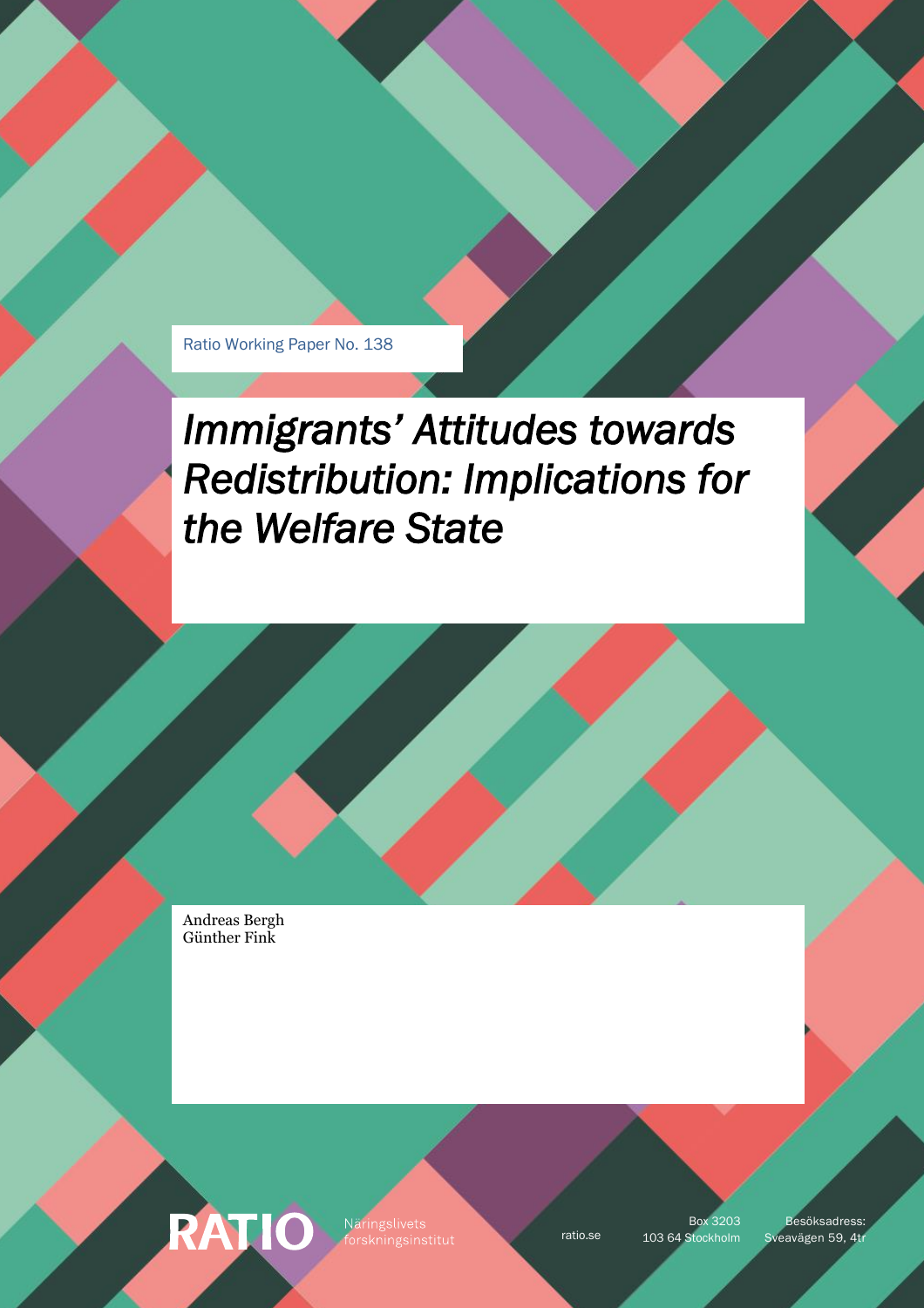Ratio Working Paper No. 138

# *Immigrants' Attitudes towards Redistribution: Implications for the Welfare State*

Andreas Bergh
Günther Fink

RATIO Näringslivets forskningsinstitut

ratio.se

Box 3203
103 64 Stockholm

Besöksadress:
Sveavägen 59, 4tr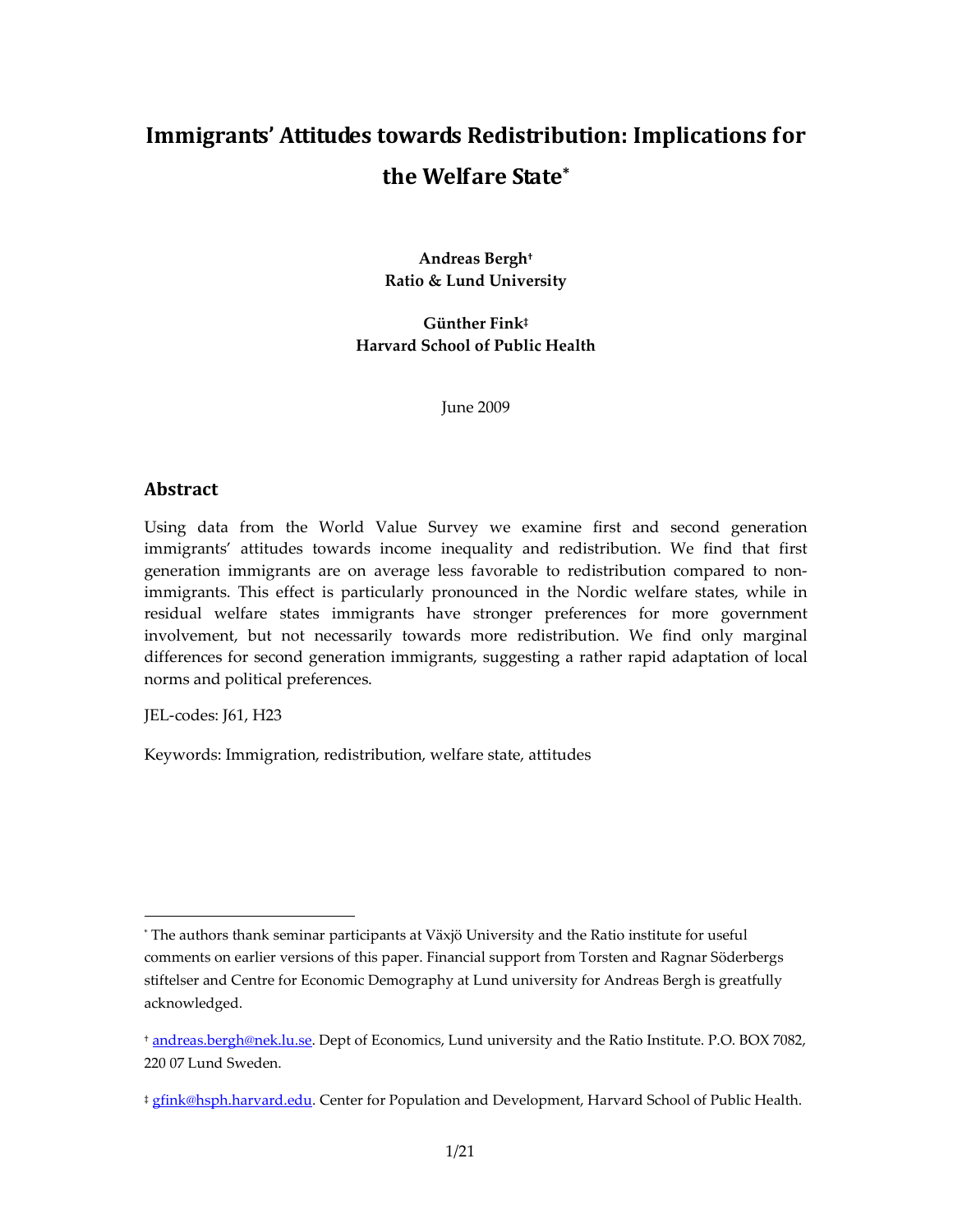# Immigrants' Attitudes towards Redistribution: Implications for the Welfare State[*]

**Andreas Bergh[†]**
**Ratio & Lund University**

**Günther Fink[‡]**
**Harvard School of Public Health**

June 2009

## Abstract

Using data from the World Value Survey we examine first and second generation immigrants' attitudes towards income inequality and redistribution. We find that first generation immigrants are on average less favorable to redistribution compared to non-immigrants. This effect is particularly pronounced in the Nordic welfare states, while in residual welfare states immigrants have stronger preferences for more government involvement, but not necessarily towards more redistribution. We find only marginal differences for second generation immigrants, suggesting a rather rapid adaptation of local norms and political preferences.

JEL-codes: J61, H23

Keywords: Immigration, redistribution, welfare state, attitudes

---

[*] The authors thank seminar participants at Växjö University and the Ratio institute for useful comments on earlier versions of this paper. Financial support from Torsten and Ragnar Söderbergs stiftelser and Centre for Economic Demography at Lund university for Andreas Bergh is greatfully acknowledged.

[†] andreas.bergh@nek.lu.se. Dept of Economics, Lund university and the Ratio Institute. P.O. BOX 7082, 220 07 Lund Sweden.

[‡] gfink@hsph.harvard.edu. Center for Population and Development, Harvard School of Public Health.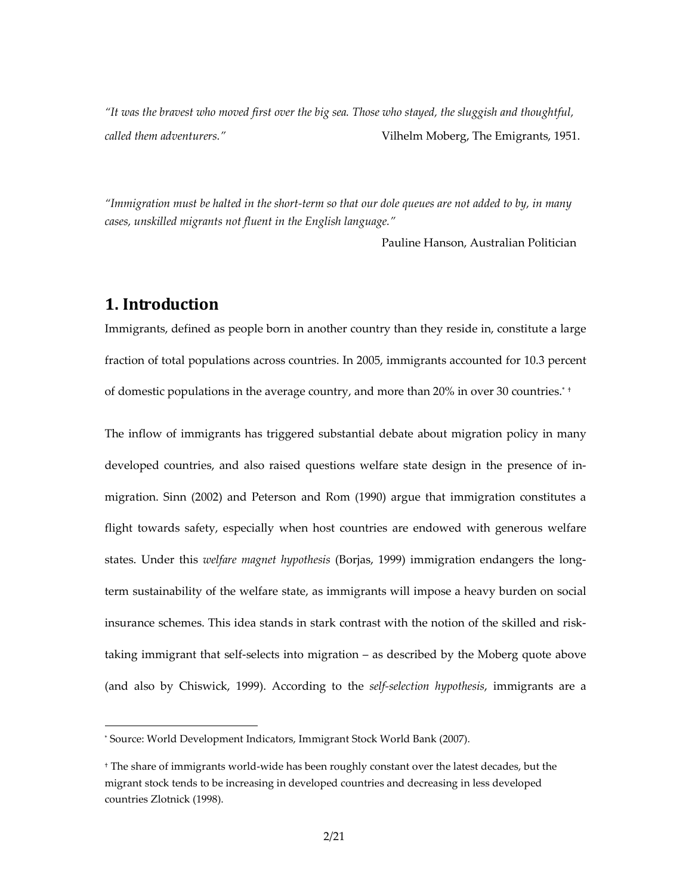*"It was the bravest who moved first over the big sea. Those who stayed, the sluggish and thoughtful, called them adventurers."* Vilhelm Moberg, The Emigrants, 1951.

*"Immigration must be halted in the short-term so that our dole queues are not added to by, in many cases, unskilled migrants not fluent in the English language."*

Pauline Hanson, Australian Politician

## 1. Introduction

Immigrants, defined as people born in another country than they reside in, constitute a large fraction of total populations across countries. In 2005, immigrants accounted for 10.3 percent of domestic populations in the average country, and more than 20% in over 30 countries.[*] [†]

The inflow of immigrants has triggered substantial debate about migration policy in many developed countries, and also raised questions welfare state design in the presence of in-migration. Sinn (2002) and Peterson and Rom (1990) argue that immigration constitutes a flight towards safety, especially when host countries are endowed with generous welfare states. Under this *welfare magnet hypothesis* (Borjas, 1999) immigration endangers the long-term sustainability of the welfare state, as immigrants will impose a heavy burden on social insurance schemes. This idea stands in stark contrast with the notion of the skilled and risk-taking immigrant that self-selects into migration – as described by the Moberg quote above (and also by Chiswick, 1999). According to the *self-selection hypothesis*, immigrants are a

[*] Source: World Development Indicators, Immigrant Stock World Bank (2007).

[†] The share of immigrants world-wide has been roughly constant over the latest decades, but the migrant stock tends to be increasing in developed countries and decreasing in less developed countries Zlotnick (1998).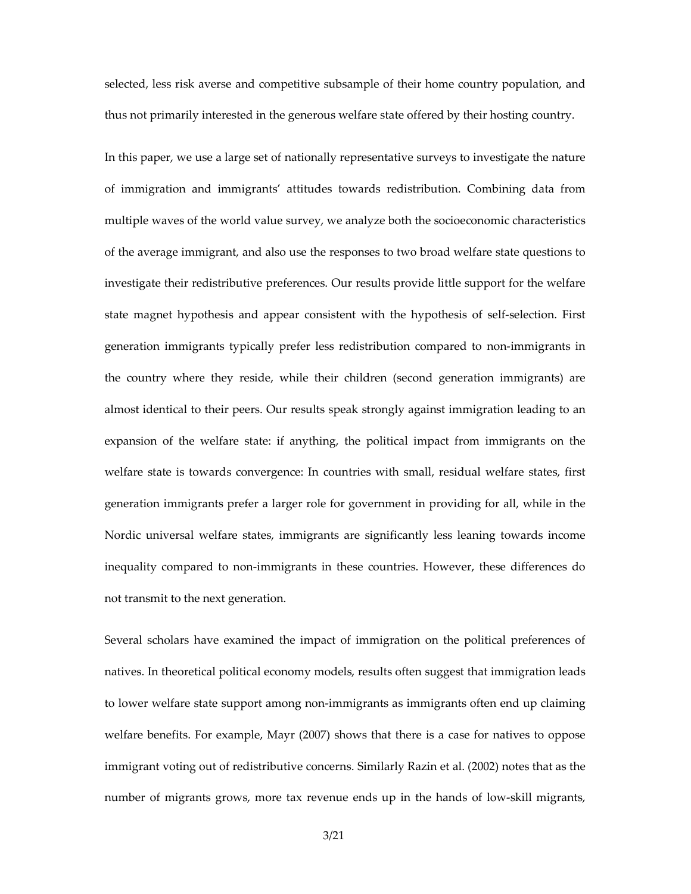selected, less risk averse and competitive subsample of their home country population, and thus not primarily interested in the generous welfare state offered by their hosting country.

In this paper, we use a large set of nationally representative surveys to investigate the nature of immigration and immigrants' attitudes towards redistribution. Combining data from multiple waves of the world value survey, we analyze both the socioeconomic characteristics of the average immigrant, and also use the responses to two broad welfare state questions to investigate their redistributive preferences. Our results provide little support for the welfare state magnet hypothesis and appear consistent with the hypothesis of self-selection. First generation immigrants typically prefer less redistribution compared to non-immigrants in the country where they reside, while their children (second generation immigrants) are almost identical to their peers. Our results speak strongly against immigration leading to an expansion of the welfare state: if anything, the political impact from immigrants on the welfare state is towards convergence: In countries with small, residual welfare states, first generation immigrants prefer a larger role for government in providing for all, while in the Nordic universal welfare states, immigrants are significantly less leaning towards income inequality compared to non-immigrants in these countries. However, these differences do not transmit to the next generation.

Several scholars have examined the impact of immigration on the political preferences of natives. In theoretical political economy models, results often suggest that immigration leads to lower welfare state support among non-immigrants as immigrants often end up claiming welfare benefits. For example, Mayr (2007) shows that there is a case for natives to oppose immigrant voting out of redistributive concerns. Similarly Razin et al. (2002) notes that as the number of migrants grows, more tax revenue ends up in the hands of low-skill migrants,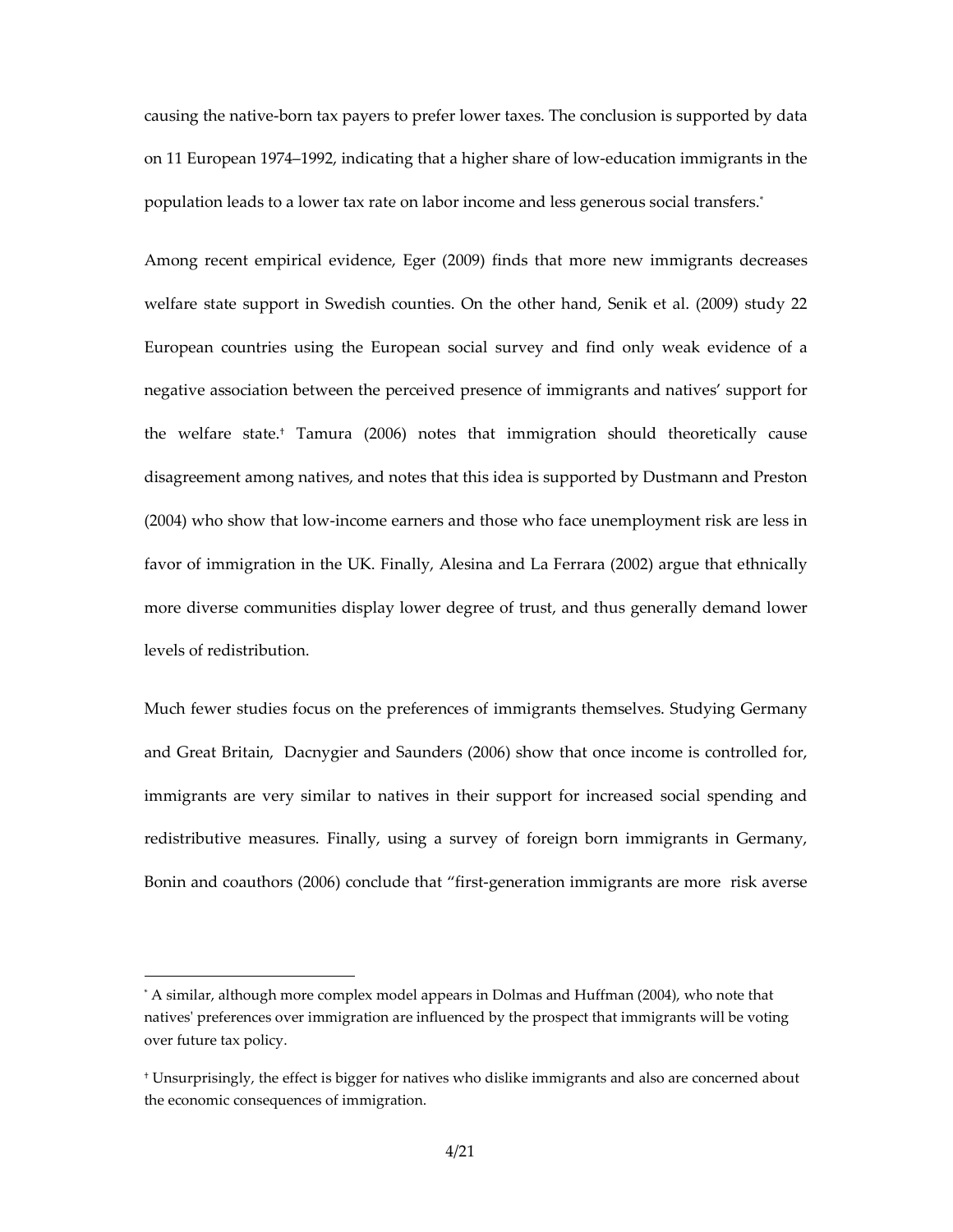causing the native-born tax payers to prefer lower taxes. The conclusion is supported by data on 11 European 1974–1992, indicating that a higher share of low-education immigrants in the population leads to a lower tax rate on labor income and less generous social transfers.[*]

Among recent empirical evidence, Eger (2009) finds that more new immigrants decreases welfare state support in Swedish counties. On the other hand, Senik et al. (2009) study 22 European countries using the European social survey and find only weak evidence of a negative association between the perceived presence of immigrants and natives' support for the welfare state.[†] Tamura (2006) notes that immigration should theoretically cause disagreement among natives, and notes that this idea is supported by Dustmann and Preston (2004) who show that low-income earners and those who face unemployment risk are less in favor of immigration in the UK. Finally, Alesina and La Ferrara (2002) argue that ethnically more diverse communities display lower degree of trust, and thus generally demand lower levels of redistribution.

Much fewer studies focus on the preferences of immigrants themselves. Studying Germany and Great Britain, Dacnygier and Saunders (2006) show that once income is controlled for, immigrants are very similar to natives in their support for increased social spending and redistributive measures. Finally, using a survey of foreign born immigrants in Germany, Bonin and coauthors (2006) conclude that "first-generation immigrants are more risk averse

[*] A similar, although more complex model appears in Dolmas and Huffman (2004), who note that natives' preferences over immigration are influenced by the prospect that immigrants will be voting over future tax policy.

[†] Unsurprisingly, the effect is bigger for natives who dislike immigrants and also are concerned about the economic consequences of immigration.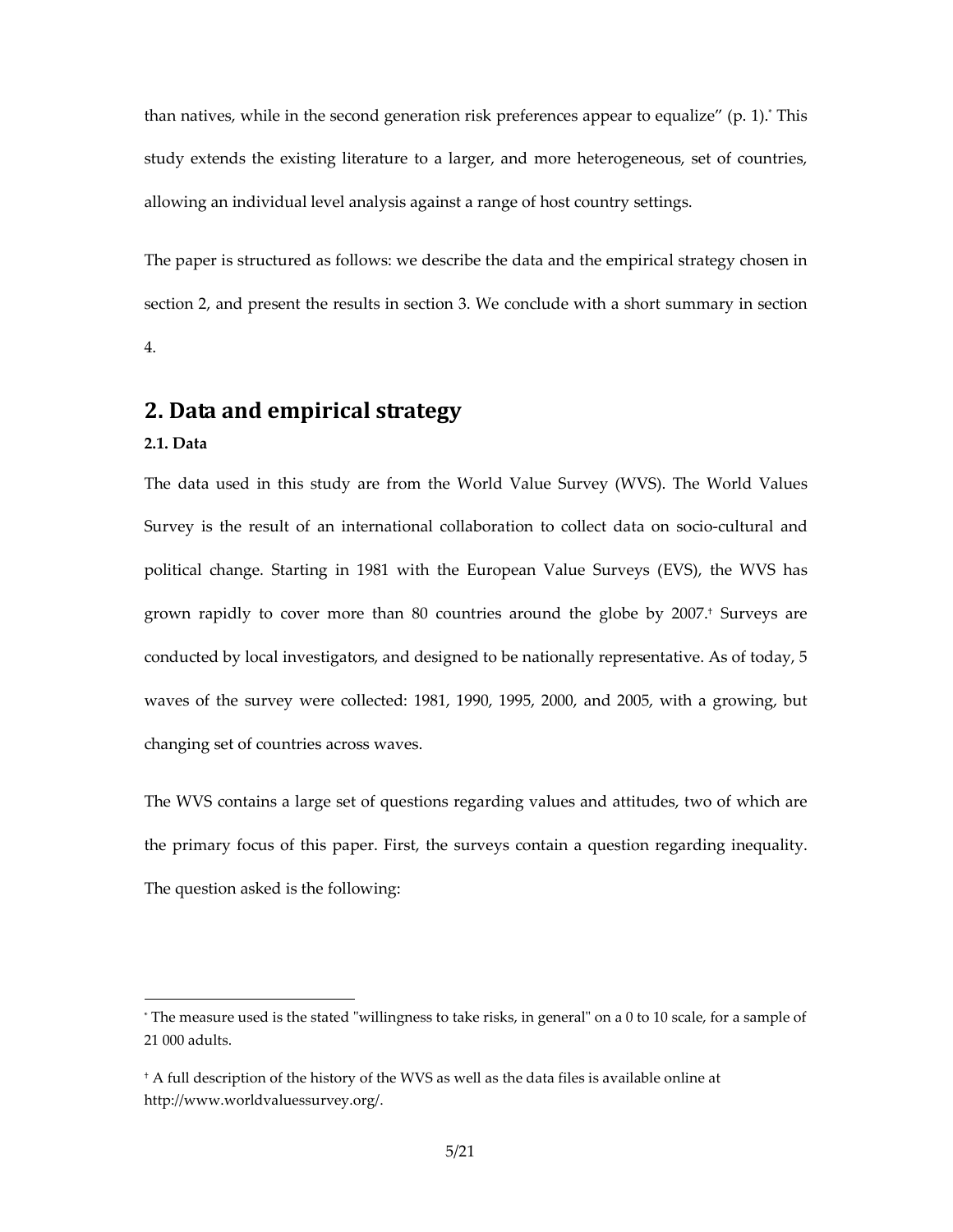than natives, while in the second generation risk preferences appear to equalize" (p. 1).[*] This study extends the existing literature to a larger, and more heterogeneous, set of countries, allowing an individual level analysis against a range of host country settings.

The paper is structured as follows: we describe the data and the empirical strategy chosen in section 2, and present the results in section 3. We conclude with a short summary in section 4.

## 2. Data and empirical strategy

### 2.1. Data

The data used in this study are from the World Value Survey (WVS). The World Values Survey is the result of an international collaboration to collect data on socio-cultural and political change. Starting in 1981 with the European Value Surveys (EVS), the WVS has grown rapidly to cover more than 80 countries around the globe by 2007.[†] Surveys are conducted by local investigators, and designed to be nationally representative. As of today, 5 waves of the survey were collected: 1981, 1990, 1995, 2000, and 2005, with a growing, but changing set of countries across waves.

The WVS contains a large set of questions regarding values and attitudes, two of which are the primary focus of this paper. First, the surveys contain a question regarding inequality. The question asked is the following:

---

[*] The measure used is the stated "willingness to take risks, in general" on a 0 to 10 scale, for a sample of 21 000 adults.

[†] A full description of the history of the WVS as well as the data files is available online at http://www.worldvaluessurvey.org/.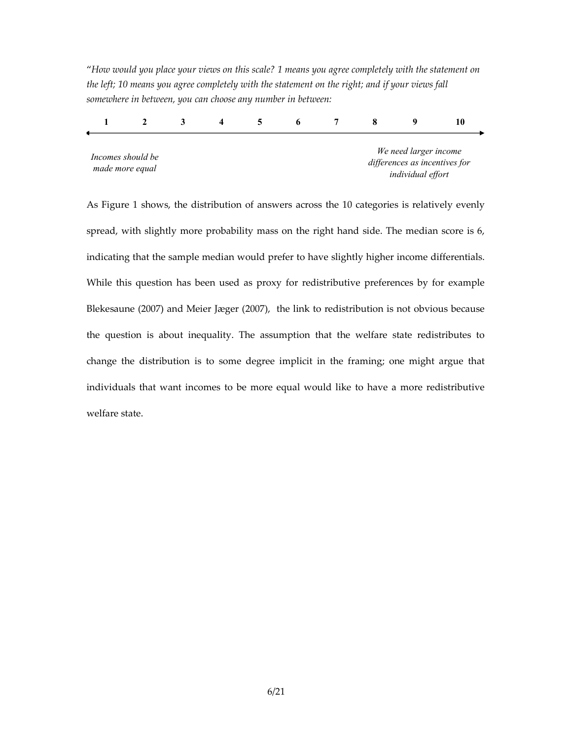"*How would you place your views on this scale? 1 means you agree completely with the statement on the left; 10 means you agree completely with the statement on the right; and if your views fall somewhere in between, you can choose any number in between:*

| 1 | 2 | 3 | 4 | 5 | 6 | 7 | 8 | 9 | 10 |
|---|---|---|---|---|---|---|---|---|---|
| *Incomes should be made more equal* | | | | | | | | | *We need larger income differences as incentives for individual effort* |

As Figure 1 shows, the distribution of answers across the 10 categories is relatively evenly spread, with slightly more probability mass on the right hand side. The median score is 6, indicating that the sample median would prefer to have slightly higher income differentials. While this question has been used as proxy for redistributive preferences by for example Blekesaune (2007) and Meier Jæger (2007), the link to redistribution is not obvious because the question is about inequality. The assumption that the welfare state redistributes to change the distribution is to some degree implicit in the framing; one might argue that individuals that want incomes to be more equal would like to have a more redistributive welfare state.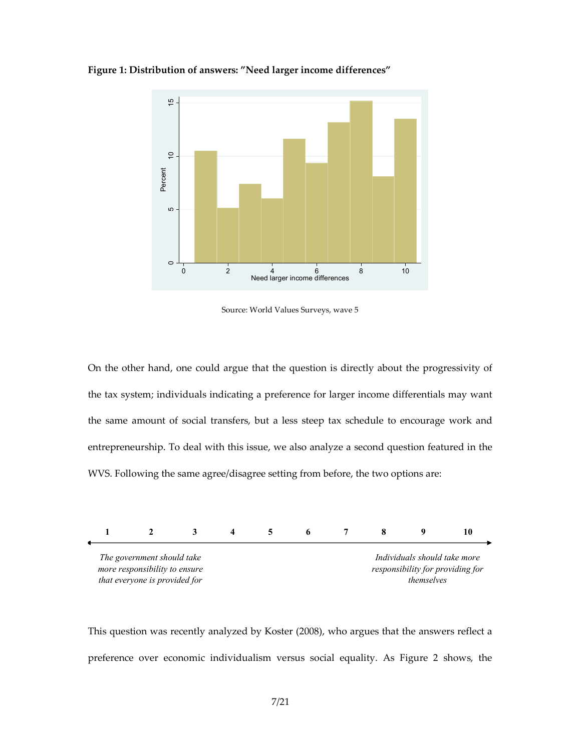**Figure 1: Distribution of answers: "Need larger income differences"**

Source: World Values Surveys, wave 5

On the other hand, one could argue that the question is directly about the progressivity of the tax system; individuals indicating a preference for larger income differentials may want the same amount of social transfers, but a less steep tax schedule to encourage work and entrepreneurship. To deal with this issue, we also analyze a second question featured in the WVS. Following the same agree/disagree setting from before, the two options are:

| 1 | 2 | 3 | 4 | 5 | 6 | 7 | 8 | 9 | 10 |
|---|---|---|---|---|---|---|---|---|---|
| *The government should take more responsibility to ensure that everyone is provided for* | | | | | | | *Individuals should take more responsibility for providing for themselves* | | |

This question was recently analyzed by Koster (2008), who argues that the answers reflect a preference over economic individualism versus social equality. As Figure 2 shows, the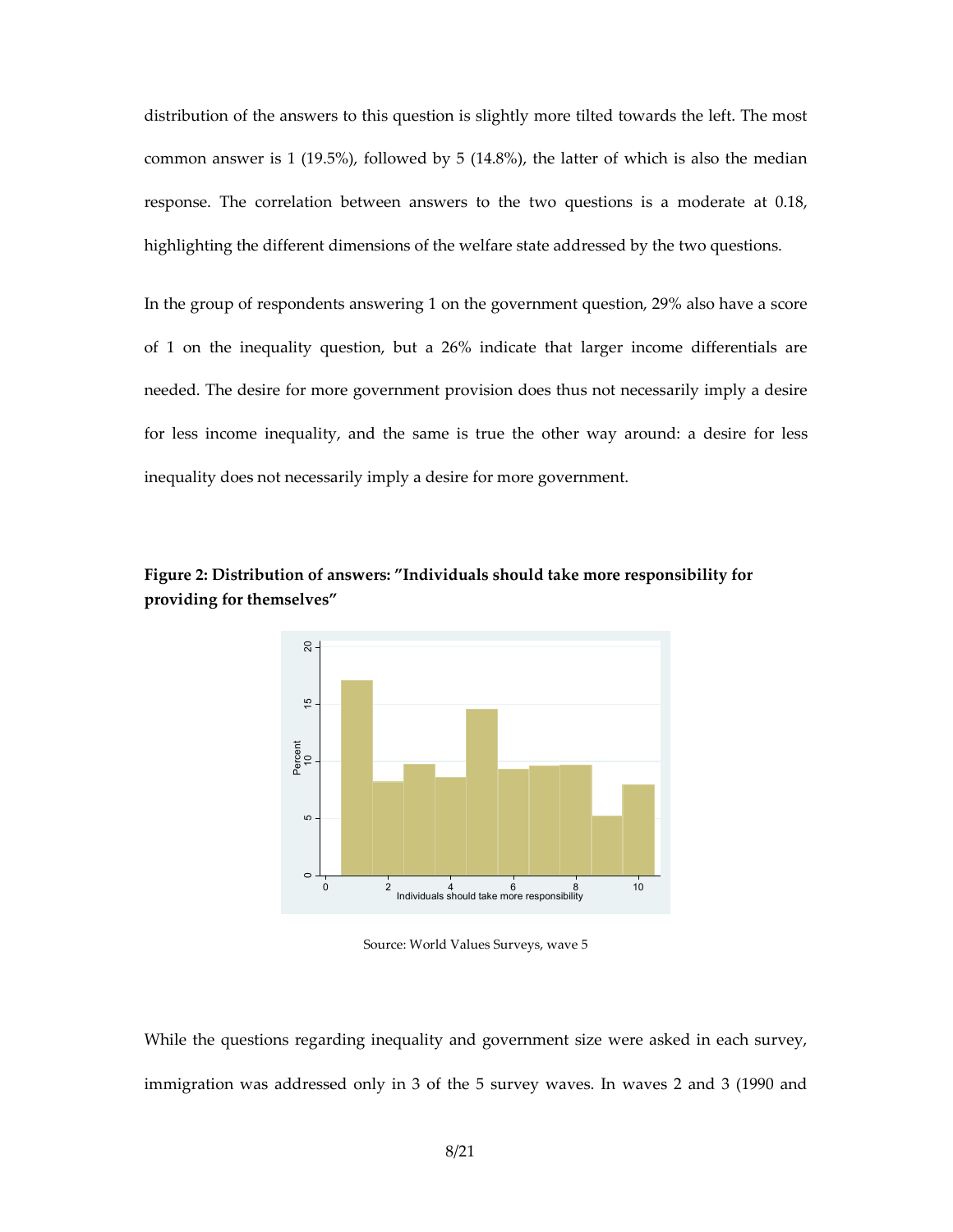distribution of the answers to this question is slightly more tilted towards the left. The most common answer is 1 (19.5%), followed by 5 (14.8%), the latter of which is also the median response. The correlation between answers to the two questions is a moderate at 0.18, highlighting the different dimensions of the welfare state addressed by the two questions.

In the group of respondents answering 1 on the government question, 29% also have a score of 1 on the inequality question, but a 26% indicate that larger income differentials are needed. The desire for more government provision does thus not necessarily imply a desire for less income inequality, and the same is true the other way around: a desire for less inequality does not necessarily imply a desire for more government.

**Figure 2: Distribution of answers: "Individuals should take more responsibility for providing for themselves"**

Source: World Values Surveys, wave 5

While the questions regarding inequality and government size were asked in each survey, immigration was addressed only in 3 of the 5 survey waves. In waves 2 and 3 (1990 and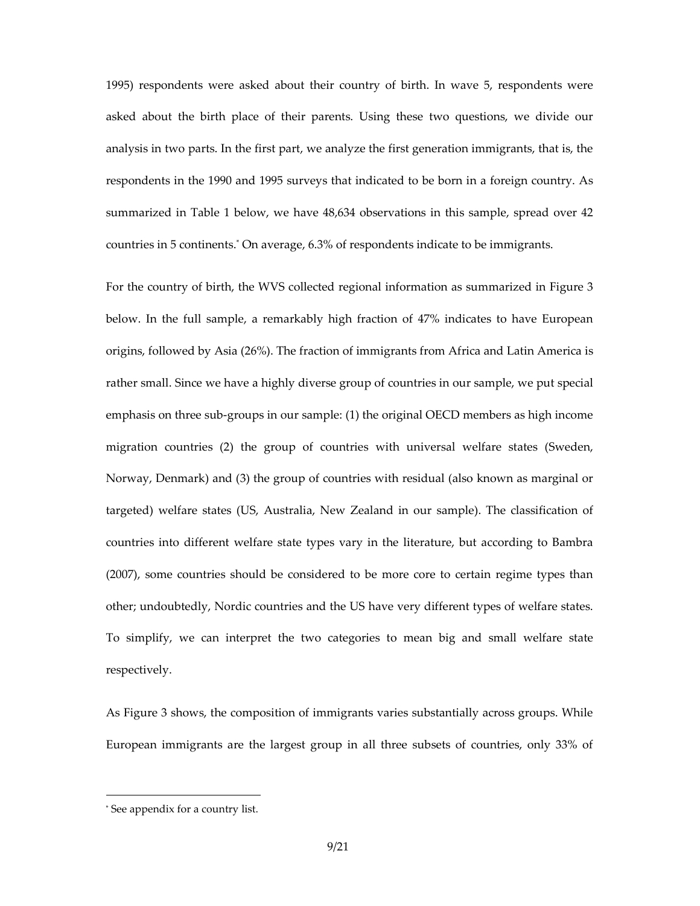1995) respondents were asked about their country of birth. In wave 5, respondents were asked about the birth place of their parents. Using these two questions, we divide our analysis in two parts. In the first part, we analyze the first generation immigrants, that is, the respondents in the 1990 and 1995 surveys that indicated to be born in a foreign country. As summarized in Table 1 below, we have 48,634 observations in this sample, spread over 42 countries in 5 continents.* On average, 6.3% of respondents indicate to be immigrants.

For the country of birth, the WVS collected regional information as summarized in Figure 3 below. In the full sample, a remarkably high fraction of 47% indicates to have European origins, followed by Asia (26%). The fraction of immigrants from Africa and Latin America is rather small. Since we have a highly diverse group of countries in our sample, we put special emphasis on three sub-groups in our sample: (1) the original OECD members as high income migration countries (2) the group of countries with universal welfare states (Sweden, Norway, Denmark) and (3) the group of countries with residual (also known as marginal or targeted) welfare states (US, Australia, New Zealand in our sample). The classification of countries into different welfare state types vary in the literature, but according to Bambra (2007), some countries should be considered to be more core to certain regime types than other; undoubtedly, Nordic countries and the US have very different types of welfare states. To simplify, we can interpret the two categories to mean big and small welfare state respectively.

As Figure 3 shows, the composition of immigrants varies substantially across groups. While European immigrants are the largest group in all three subsets of countries, only 33% of

* See appendix for a country list.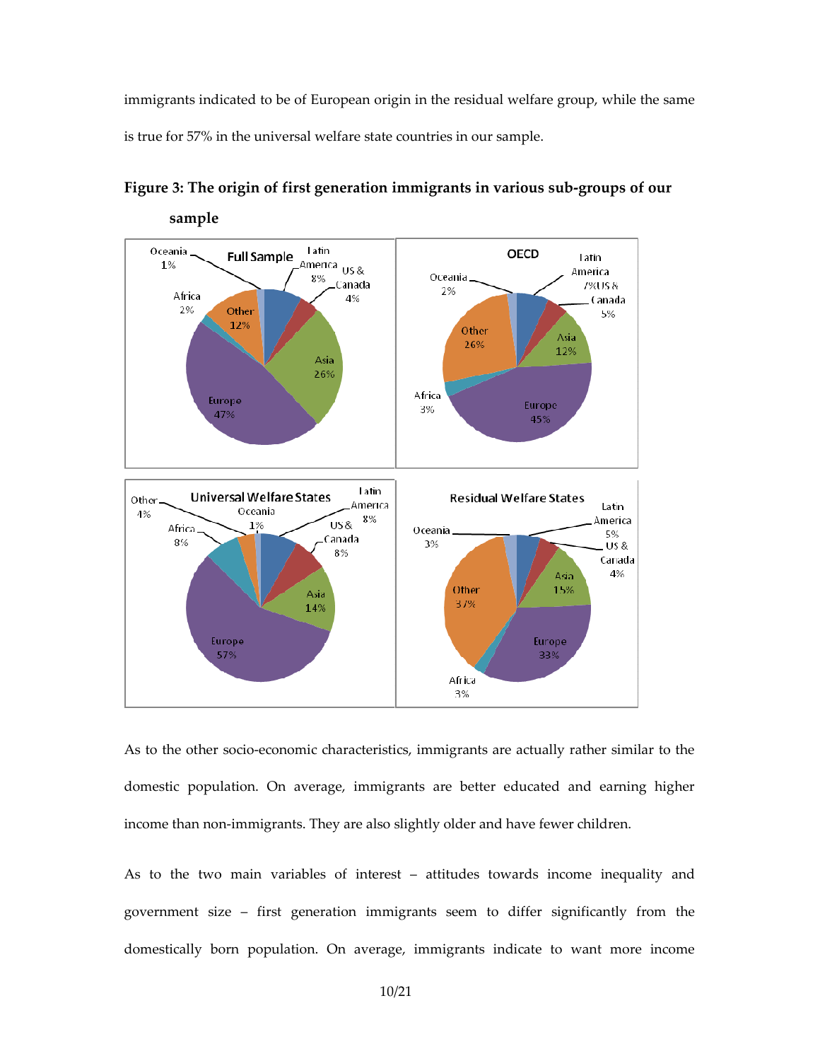immigrants indicated to be of European origin in the residual welfare group, while the same is true for 57% in the universal welfare state countries in our sample.

**Figure 3: The origin of first generation immigrants in various sub-groups of our sample**

As to the other socio-economic characteristics, immigrants are actually rather similar to the domestic population. On average, immigrants are better educated and earning higher income than non-immigrants. They are also slightly older and have fewer children.

As to the two main variables of interest – attitudes towards income inequality and government size – first generation immigrants seem to differ significantly from the domestically born population. On average, immigrants indicate to want more income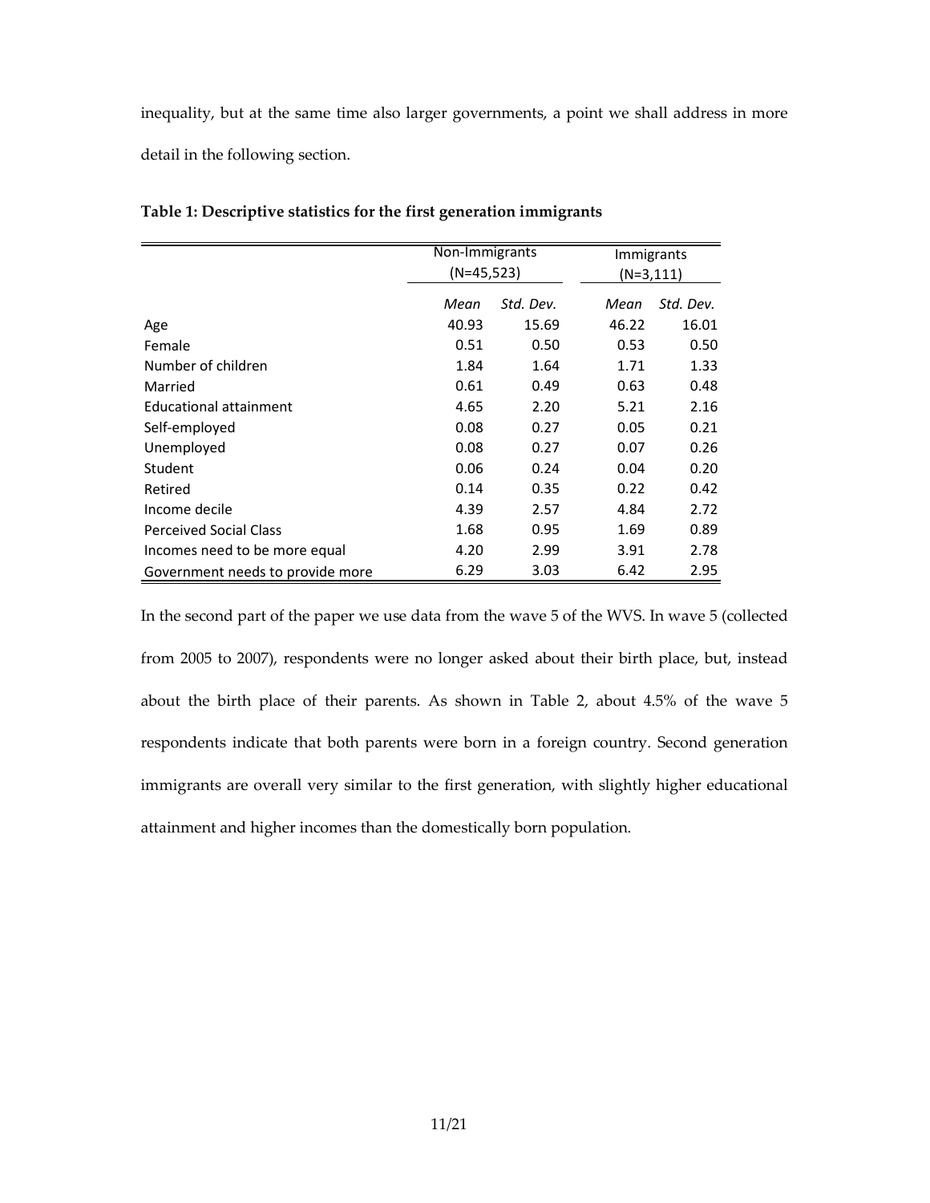inequality, but at the same time also larger governments, a point we shall address in more detail in the following section.

**Table 1: Descriptive statistics for the first generation immigrants**

| | Non-Immigrants (N=45,523) | | Immigrants (N=3,111) | |
|---|---|---|---|---|
| | *Mean* | *Std. Dev.* | *Mean* | *Std. Dev.* |
| Age | 40.93 | 15.69 | 46.22 | 16.01 |
| Female | 0.51 | 0.50 | 0.53 | 0.50 |
| Number of children | 1.84 | 1.64 | 1.71 | 1.33 |
| Married | 0.61 | 0.49 | 0.63 | 0.48 |
| Educational attainment | 4.65 | 2.20 | 5.21 | 2.16 |
| Self-employed | 0.08 | 0.27 | 0.05 | 0.21 |
| Unemployed | 0.08 | 0.27 | 0.07 | 0.26 |
| Student | 0.06 | 0.24 | 0.04 | 0.20 |
| Retired | 0.14 | 0.35 | 0.22 | 0.42 |
| Income decile | 4.39 | 2.57 | 4.84 | 2.72 |
| Perceived Social Class | 1.68 | 0.95 | 1.69 | 0.89 |
| Incomes need to be more equal | 4.20 | 2.99 | 3.91 | 2.78 |
| Government needs to provide more | 6.29 | 3.03 | 6.42 | 2.95 |

In the second part of the paper we use data from the wave 5 of the WVS. In wave 5 (collected from 2005 to 2007), respondents were no longer asked about their birth place, but, instead about the birth place of their parents. As shown in Table 2, about 4.5% of the wave 5 respondents indicate that both parents were born in a foreign country. Second generation immigrants are overall very similar to the first generation, with slightly higher educational attainment and higher incomes than the domestically born population.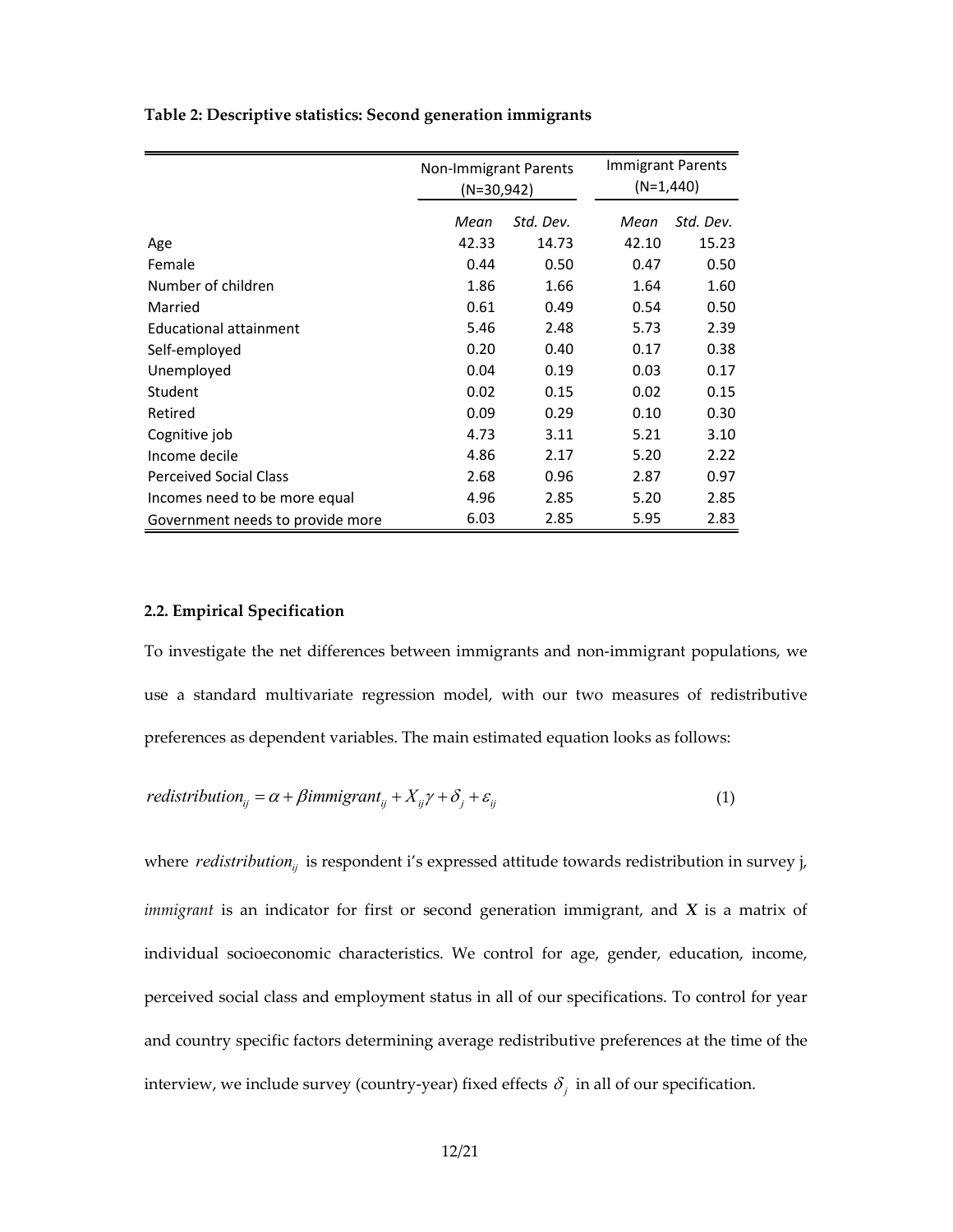**Table 2: Descriptive statistics: Second generation immigrants**

| | Non-Immigrant Parents (N=30,942) | | Immigrant Parents (N=1,440) | |
|---|---|---|---|---|
| | *Mean* | *Std. Dev.* | *Mean* | *Std. Dev.* |
| Age | 42.33 | 14.73 | 42.10 | 15.23 |
| Female | 0.44 | 0.50 | 0.47 | 0.50 |
| Number of children | 1.86 | 1.66 | 1.64 | 1.60 |
| Married | 0.61 | 0.49 | 0.54 | 0.50 |
| Educational attainment | 5.46 | 2.48 | 5.73 | 2.39 |
| Self-employed | 0.20 | 0.40 | 0.17 | 0.38 |
| Unemployed | 0.04 | 0.19 | 0.03 | 0.17 |
| Student | 0.02 | 0.15 | 0.02 | 0.15 |
| Retired | 0.09 | 0.29 | 0.10 | 0.30 |
| Cognitive job | 4.73 | 3.11 | 5.21 | 3.10 |
| Income decile | 4.86 | 2.17 | 5.20 | 2.22 |
| Perceived Social Class | 2.68 | 0.96 | 2.87 | 0.97 |
| Incomes need to be more equal | 4.96 | 2.85 | 5.20 | 2.85 |
| Government needs to provide more | 6.03 | 2.85 | 5.95 | 2.83 |

### 2.2. Empirical Specification

To investigate the net differences between immigrants and non-immigrant populations, we use a standard multivariate regression model, with our two measures of redistributive preferences as dependent variables. The main estimated equation looks as follows:

$$redistribution_{ij} = \alpha + \beta immigrant_{ij} + X_{ij}\gamma + \delta_j + \varepsilon_{ij} \tag{1}$$

where $redistribution_{ij}$ is respondent i's expressed attitude towards redistribution in survey j, *immigrant* is an indicator for first or second generation immigrant, and $\boldsymbol{X}$ is a matrix of individual socioeconomic characteristics. We control for age, gender, education, income, perceived social class and employment status in all of our specifications. To control for year and country specific factors determining average redistributive preferences at the time of the interview, we include survey (country-year) fixed effects $\delta_j$ in all of our specification.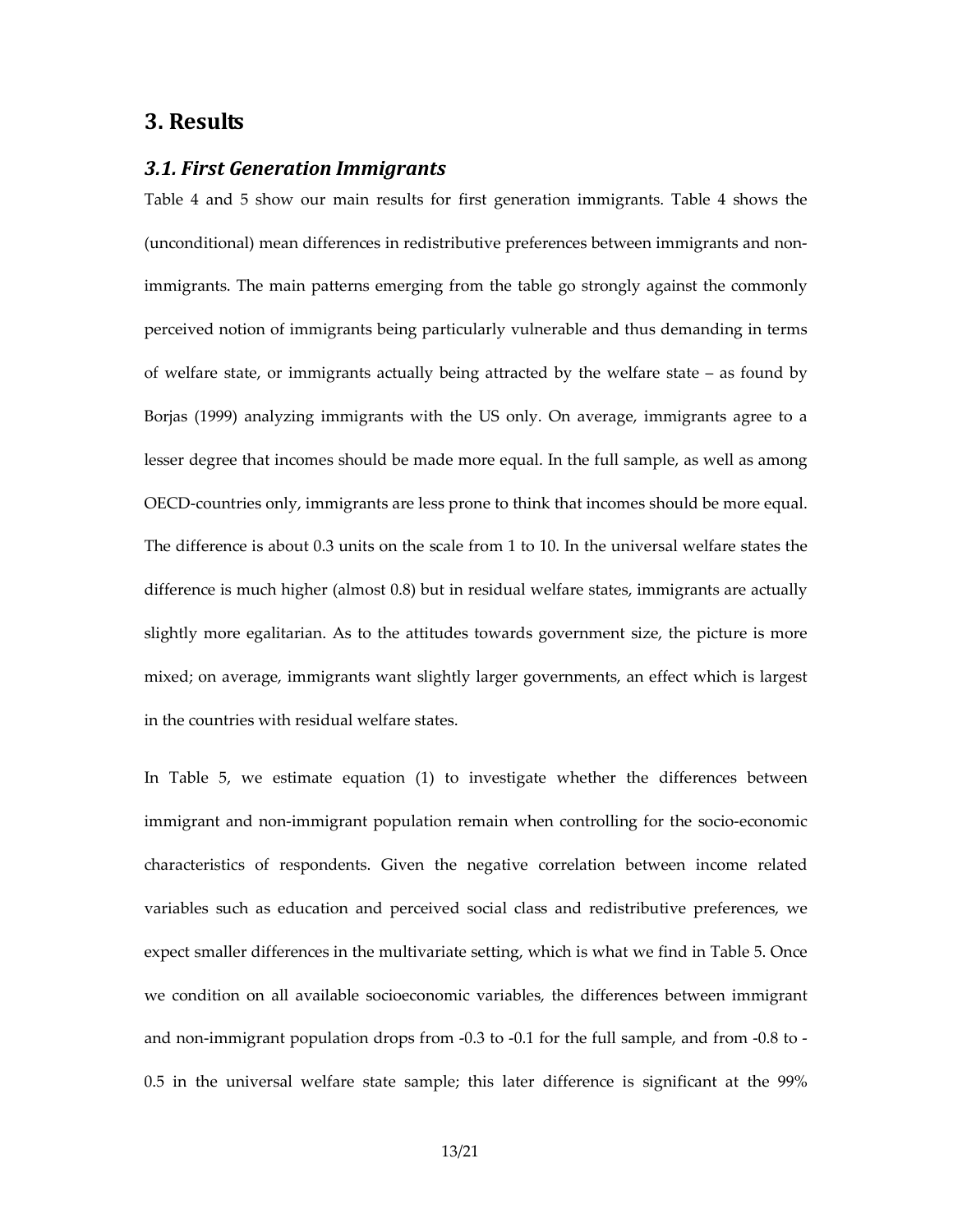## 3. Results

### *3.1. First Generation Immigrants*

Table 4 and 5 show our main results for first generation immigrants. Table 4 shows the (unconditional) mean differences in redistributive preferences between immigrants and non-immigrants. The main patterns emerging from the table go strongly against the commonly perceived notion of immigrants being particularly vulnerable and thus demanding in terms of welfare state, or immigrants actually being attracted by the welfare state – as found by Borjas (1999) analyzing immigrants with the US only. On average, immigrants agree to a lesser degree that incomes should be made more equal. In the full sample, as well as among OECD-countries only, immigrants are less prone to think that incomes should be more equal. The difference is about 0.3 units on the scale from 1 to 10. In the universal welfare states the difference is much higher (almost 0.8) but in residual welfare states, immigrants are actually slightly more egalitarian. As to the attitudes towards government size, the picture is more mixed; on average, immigrants want slightly larger governments, an effect which is largest in the countries with residual welfare states.

In Table 5, we estimate equation (1) to investigate whether the differences between immigrant and non-immigrant population remain when controlling for the socio-economic characteristics of respondents. Given the negative correlation between income related variables such as education and perceived social class and redistributive preferences, we expect smaller differences in the multivariate setting, which is what we find in Table 5. Once we condition on all available socioeconomic variables, the differences between immigrant and non-immigrant population drops from -0.3 to -0.1 for the full sample, and from -0.8 to -0.5 in the universal welfare state sample; this later difference is significant at the 99%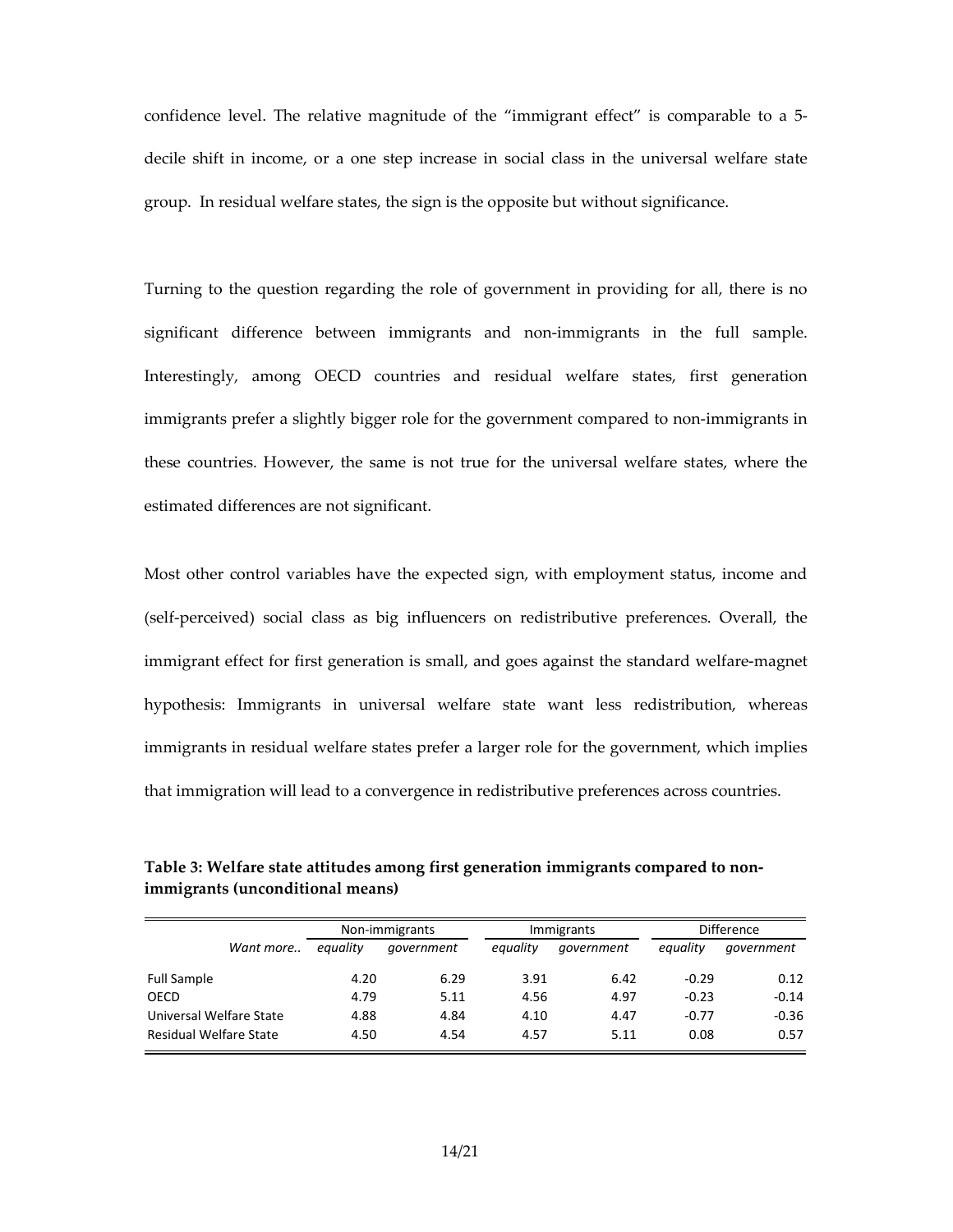confidence level. The relative magnitude of the "immigrant effect" is comparable to a 5-decile shift in income, or a one step increase in social class in the universal welfare state group. In residual welfare states, the sign is the opposite but without significance.

Turning to the question regarding the role of government in providing for all, there is no significant difference between immigrants and non-immigrants in the full sample. Interestingly, among OECD countries and residual welfare states, first generation immigrants prefer a slightly bigger role for the government compared to non-immigrants in these countries. However, the same is not true for the universal welfare states, where the estimated differences are not significant.

Most other control variables have the expected sign, with employment status, income and (self-perceived) social class as big influencers on redistributive preferences. Overall, the immigrant effect for first generation is small, and goes against the standard welfare-magnet hypothesis: Immigrants in universal welfare state want less redistribution, whereas immigrants in residual welfare states prefer a larger role for the government, which implies that immigration will lead to a convergence in redistributive preferences across countries.

**Table 3: Welfare state attitudes among first generation immigrants compared to non-immigrants (unconditional means)**

| | Non-immigrants | | Immigrants | | Difference | |
|---|---|---|---|---|---|---|
| *Want more..* | *equality* | *government* | *equality* | *government* | *equality* | *government* |
| Full Sample | 4.20 | 6.29 | 3.91 | 6.42 | -0.29 | 0.12 |
| OECD | 4.79 | 5.11 | 4.56 | 4.97 | -0.23 | -0.14 |
| Universal Welfare State | 4.88 | 4.84 | 4.10 | 4.47 | -0.77 | -0.36 |
| Residual Welfare State | 4.50 | 4.54 | 4.57 | 5.11 | 0.08 | 0.57 |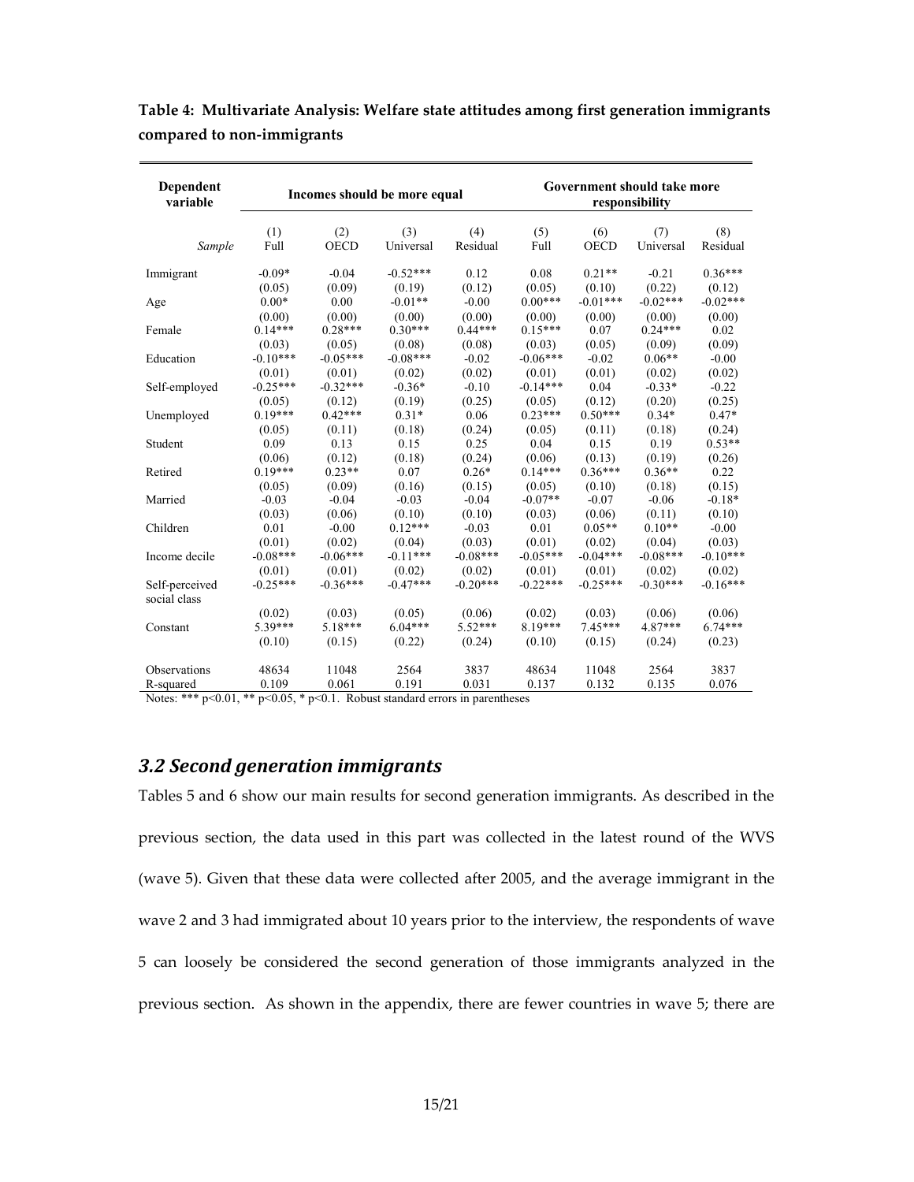**Table 4: Multivariate Analysis: Welfare state attitudes among first generation immigrants compared to non-immigrants**

| Dependent variable | Incomes should be more equal | | | | Government should take more responsibility | | | |
|---|---|---|---|---|---|---|---|---|
| | (1) | (2) | (3) | (4) | (5) | (6) | (7) | (8) |
| *Sample* | Full | OECD | Universal | Residual | Full | OECD | Universal | Residual |
| Immigrant | -0.09* | -0.04 | -0.52*** | 0.12 | 0.08 | 0.21** | -0.21 | 0.36*** |
| | (0.05) | (0.09) | (0.19) | (0.12) | (0.05) | (0.10) | (0.22) | (0.12) |
| Age | 0.00* | 0.00 | -0.01** | -0.00 | 0.00*** | -0.01*** | -0.02*** | -0.02*** |
| | (0.00) | (0.00) | (0.00) | (0.00) | (0.00) | (0.00) | (0.00) | (0.00) |
| Female | 0.14*** | 0.28*** | 0.30*** | 0.44*** | 0.15*** | 0.07 | 0.24*** | 0.02 |
| | (0.03) | (0.05) | (0.08) | (0.08) | (0.03) | (0.05) | (0.09) | (0.09) |
| Education | -0.10*** | -0.05*** | -0.08*** | -0.02 | -0.06*** | -0.02 | 0.06** | -0.00 |
| | (0.01) | (0.01) | (0.02) | (0.02) | (0.01) | (0.01) | (0.02) | (0.02) |
| Self-employed | -0.25*** | -0.32*** | -0.36* | -0.10 | -0.14*** | 0.04 | -0.33* | -0.22 |
| | (0.05) | (0.12) | (0.19) | (0.25) | (0.05) | (0.12) | (0.20) | (0.25) |
| Unemployed | 0.19*** | 0.42*** | 0.31* | 0.06 | 0.23*** | 0.50*** | 0.34* | 0.47* |
| | (0.05) | (0.11) | (0.18) | (0.24) | (0.05) | (0.11) | (0.18) | (0.24) |
| Student | 0.09 | 0.13 | 0.15 | 0.25 | 0.04 | 0.15 | 0.19 | 0.53** |
| | (0.06) | (0.12) | (0.18) | (0.24) | (0.06) | (0.13) | (0.19) | (0.26) |
| Retired | 0.19*** | 0.23** | 0.07 | 0.26* | 0.14*** | 0.36*** | 0.36** | 0.22 |
| | (0.05) | (0.09) | (0.16) | (0.15) | (0.05) | (0.10) | (0.18) | (0.15) |
| Married | -0.03 | -0.04 | -0.03 | -0.04 | -0.07** | -0.07 | -0.06 | -0.18* |
| | (0.03) | (0.06) | (0.10) | (0.10) | (0.03) | (0.06) | (0.11) | (0.10) |
| Children | 0.01 | -0.00 | 0.12*** | -0.03 | 0.01 | 0.05** | 0.10** | -0.00 |
| | (0.01) | (0.02) | (0.04) | (0.03) | (0.01) | (0.02) | (0.04) | (0.03) |
| Income decile | -0.08*** | -0.06*** | -0.11*** | -0.08*** | -0.05*** | -0.04*** | -0.08*** | -0.10*** |
| | (0.01) | (0.01) | (0.02) | (0.02) | (0.01) | (0.01) | (0.02) | (0.02) |
| Self-perceived social class | -0.25*** | -0.36*** | -0.47*** | -0.20*** | -0.22*** | -0.25*** | -0.30*** | -0.16*** |
| | (0.02) | (0.03) | (0.05) | (0.06) | (0.02) | (0.03) | (0.06) | (0.06) |
| Constant | 5.39*** | 5.18*** | 6.04*** | 5.52*** | 8.19*** | 7.45*** | 4.87*** | 6.74*** |
| | (0.10) | (0.15) | (0.22) | (0.24) | (0.10) | (0.15) | (0.24) | (0.23) |
| Observations | 48634 | 11048 | 2564 | 3837 | 48634 | 11048 | 2564 | 3837 |
| R-squared | 0.109 | 0.061 | 0.191 | 0.031 | 0.137 | 0.132 | 0.135 | 0.076 |

Notes: *** p<0.01, ** p<0.05, * p<0.1. Robust standard errors in parentheses

## *3.2 Second generation immigrants*

Tables 5 and 6 show our main results for second generation immigrants. As described in the previous section, the data used in this part was collected in the latest round of the WVS (wave 5). Given that these data were collected after 2005, and the average immigrant in the wave 2 and 3 had immigrated about 10 years prior to the interview, the respondents of wave 5 can loosely be considered the second generation of those immigrants analyzed in the previous section. As shown in the appendix, there are fewer countries in wave 5; there are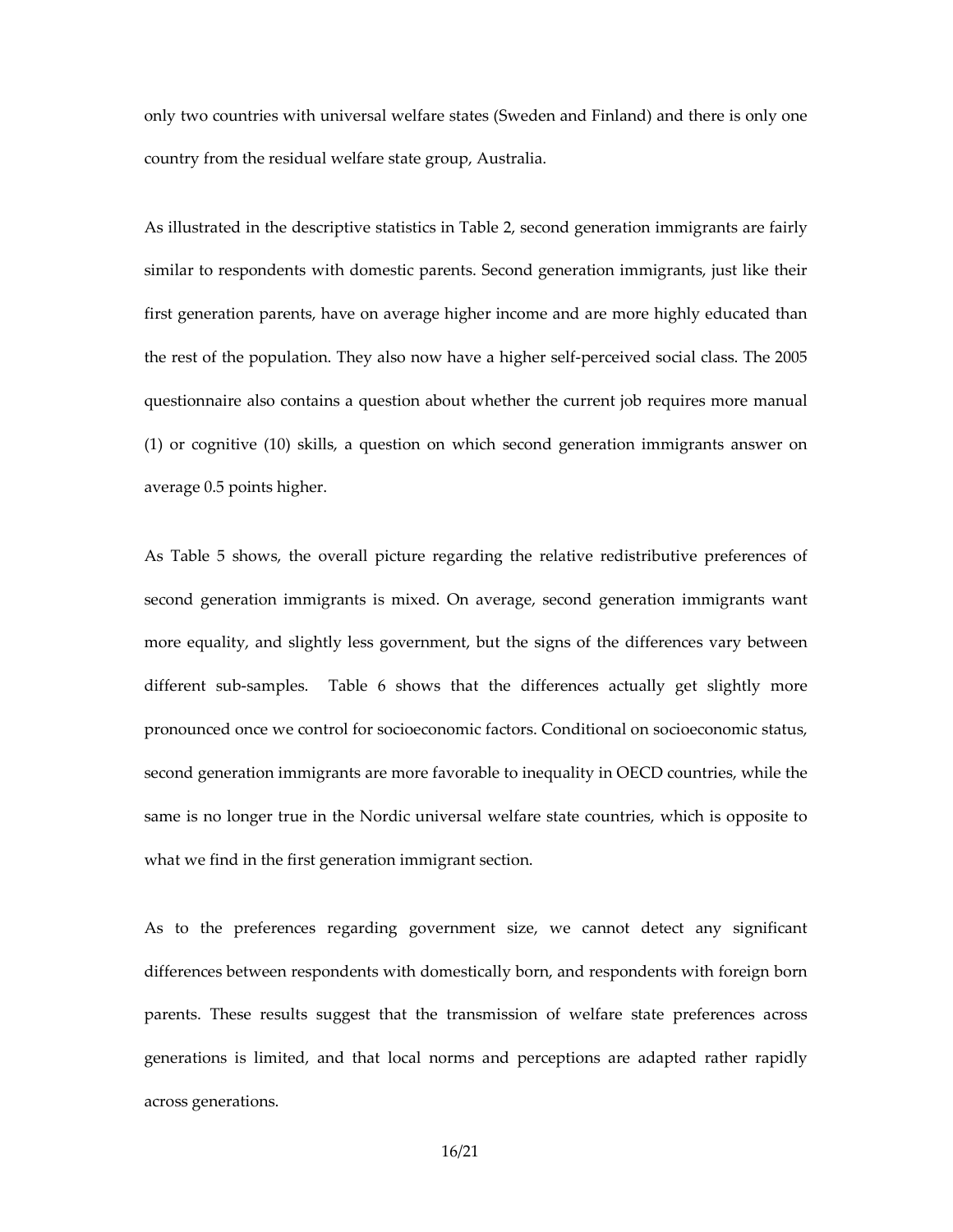only two countries with universal welfare states (Sweden and Finland) and there is only one country from the residual welfare state group, Australia.

As illustrated in the descriptive statistics in Table 2, second generation immigrants are fairly similar to respondents with domestic parents. Second generation immigrants, just like their first generation parents, have on average higher income and are more highly educated than the rest of the population. They also now have a higher self-perceived social class. The 2005 questionnaire also contains a question about whether the current job requires more manual (1) or cognitive (10) skills, a question on which second generation immigrants answer on average 0.5 points higher.

As Table 5 shows, the overall picture regarding the relative redistributive preferences of second generation immigrants is mixed. On average, second generation immigrants want more equality, and slightly less government, but the signs of the differences vary between different sub-samples. Table 6 shows that the differences actually get slightly more pronounced once we control for socioeconomic factors. Conditional on socioeconomic status, second generation immigrants are more favorable to inequality in OECD countries, while the same is no longer true in the Nordic universal welfare state countries, which is opposite to what we find in the first generation immigrant section.

As to the preferences regarding government size, we cannot detect any significant differences between respondents with domestically born, and respondents with foreign born parents. These results suggest that the transmission of welfare state preferences across generations is limited, and that local norms and perceptions are adapted rather rapidly across generations.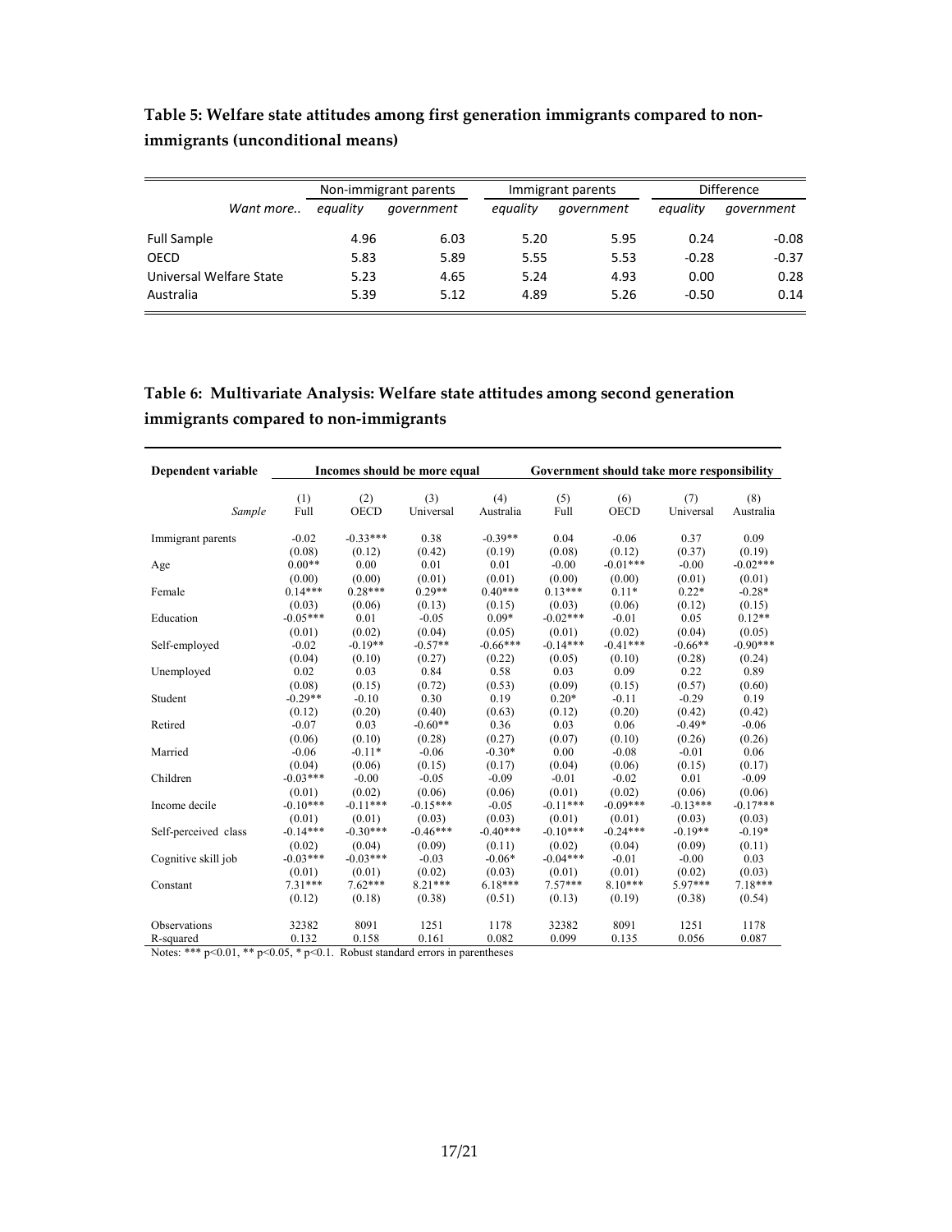**Table 5: Welfare state attitudes among first generation immigrants compared to non-immigrants (unconditional means)**

| | Non-immigrant parents | | Immigrant parents | | Difference | |
|---|---|---|---|---|---|---|
| *Want more..* | *equality* | *government* | *equality* | *government* | *equality* | *government* |
| Full Sample | 4.96 | 6.03 | 5.20 | 5.95 | 0.24 | -0.08 |
| OECD | 5.83 | 5.89 | 5.55 | 5.53 | -0.28 | -0.37 |
| Universal Welfare State | 5.23 | 4.65 | 5.24 | 4.93 | 0.00 | 0.28 |
| Australia | 5.39 | 5.12 | 4.89 | 5.26 | -0.50 | 0.14 |

**Table 6: Multivariate Analysis: Welfare state attitudes among second generation immigrants compared to non-immigrants**

| Dependent variable | Incomes should be more equal | | | | Government should take more responsibility | | | |
|---|---|---|---|---|---|---|---|---|
| *Sample* | (1) Full | (2) OECD | (3) Universal | (4) Australia | (5) Full | (6) OECD | (7) Universal | (8) Australia |
| Immigrant parents | -0.02 | -0.33*** | 0.38 | -0.39** | 0.04 | -0.06 | 0.37 | 0.09 |
| | (0.08) | (0.12) | (0.42) | (0.19) | (0.08) | (0.12) | (0.37) | (0.19) |
| Age | 0.00** | 0.00 | 0.01 | 0.01 | -0.00 | -0.01*** | -0.00 | -0.02*** |
| | (0.00) | (0.00) | (0.01) | (0.01) | (0.00) | (0.00) | (0.01) | (0.01) |
| Female | 0.14*** | 0.28*** | 0.29** | 0.40*** | 0.13*** | 0.11* | 0.22* | -0.28* |
| | (0.03) | (0.06) | (0.13) | (0.15) | (0.03) | (0.06) | (0.12) | (0.15) |
| Education | -0.05*** | 0.01 | -0.05 | 0.09* | -0.02*** | -0.01 | 0.05 | 0.12** |
| | (0.01) | (0.02) | (0.04) | (0.05) | (0.01) | (0.02) | (0.04) | (0.05) |
| Self-employed | -0.02 | -0.19** | -0.57** | -0.66*** | -0.14*** | -0.41*** | -0.66** | -0.90*** |
| | (0.04) | (0.10) | (0.27) | (0.22) | (0.05) | (0.10) | (0.28) | (0.24) |
| Unemployed | 0.02 | 0.03 | 0.84 | 0.58 | 0.03 | 0.09 | 0.22 | 0.89 |
| | (0.08) | (0.15) | (0.72) | (0.53) | (0.09) | (0.15) | (0.57) | (0.60) |
| Student | -0.29** | -0.10 | 0.30 | 0.19 | 0.20* | -0.11 | -0.29 | 0.19 |
| | (0.12) | (0.20) | (0.40) | (0.63) | (0.12) | (0.20) | (0.42) | (0.42) |
| Retired | -0.07 | 0.03 | -0.60** | 0.36 | 0.03 | 0.06 | -0.49* | -0.06 |
| | (0.06) | (0.10) | (0.28) | (0.27) | (0.07) | (0.10) | (0.26) | (0.26) |
| Married | -0.06 | -0.11* | -0.06 | -0.30* | 0.00 | -0.08 | -0.01 | 0.06 |
| | (0.04) | (0.06) | (0.15) | (0.17) | (0.04) | (0.06) | (0.15) | (0.17) |
| Children | -0.03*** | -0.00 | -0.05 | -0.09 | -0.01 | -0.02 | 0.01 | -0.09 |
| | (0.01) | (0.02) | (0.06) | (0.06) | (0.01) | (0.02) | (0.06) | (0.06) |
| Income decile | -0.10*** | -0.11*** | -0.15*** | -0.05 | -0.11*** | -0.09*** | -0.13*** | -0.17*** |
| | (0.01) | (0.01) | (0.03) | (0.03) | (0.01) | (0.01) | (0.03) | (0.03) |
| Self-perceived class | -0.14*** | -0.30*** | -0.46*** | -0.40*** | -0.10*** | -0.24*** | -0.19** | -0.19* |
| | (0.02) | (0.04) | (0.09) | (0.11) | (0.02) | (0.04) | (0.09) | (0.11) |
| Cognitive skill job | -0.03*** | -0.03*** | -0.03 | -0.06* | -0.04*** | -0.01 | -0.00 | 0.03 |
| | (0.01) | (0.01) | (0.02) | (0.03) | (0.01) | (0.01) | (0.02) | (0.03) |
| Constant | 7.31*** | 7.62*** | 8.21*** | 6.18*** | 7.57*** | 8.10*** | 5.97*** | 7.18*** |
| | (0.12) | (0.18) | (0.38) | (0.51) | (0.13) | (0.19) | (0.38) | (0.54) |
| Observations | 32382 | 8091 | 1251 | 1178 | 32382 | 8091 | 1251 | 1178 |
| R-squared | 0.132 | 0.158 | 0.161 | 0.082 | 0.099 | 0.135 | 0.056 | 0.087 |

Notes: *** $p<0.01$, ** $p<0.05$, * $p<0.1$. Robust standard errors in parentheses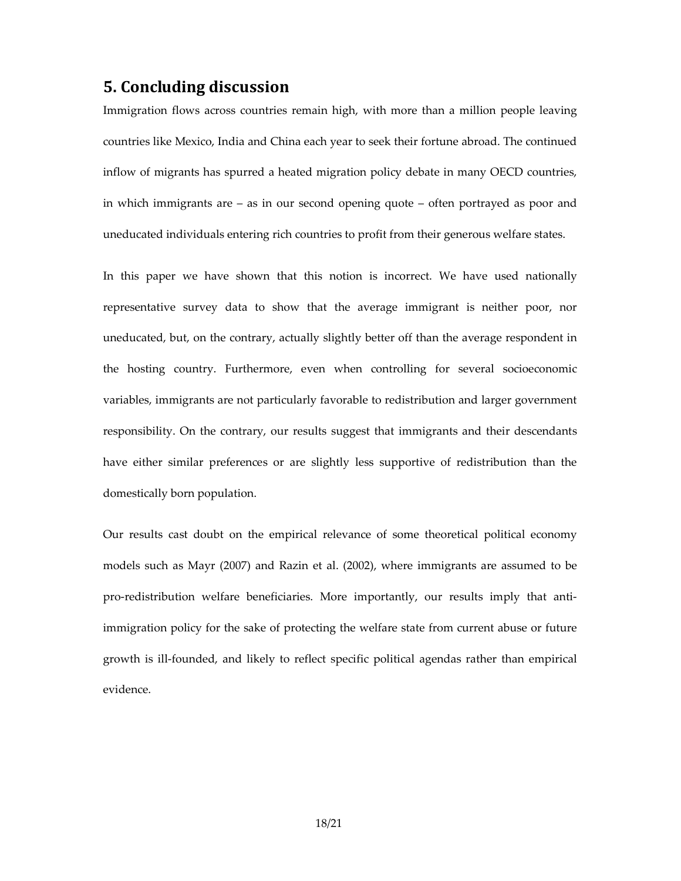## 5. Concluding discussion

Immigration flows across countries remain high, with more than a million people leaving countries like Mexico, India and China each year to seek their fortune abroad. The continued inflow of migrants has spurred a heated migration policy debate in many OECD countries, in which immigrants are – as in our second opening quote – often portrayed as poor and uneducated individuals entering rich countries to profit from their generous welfare states.

In this paper we have shown that this notion is incorrect. We have used nationally representative survey data to show that the average immigrant is neither poor, nor uneducated, but, on the contrary, actually slightly better off than the average respondent in the hosting country. Furthermore, even when controlling for several socioeconomic variables, immigrants are not particularly favorable to redistribution and larger government responsibility. On the contrary, our results suggest that immigrants and their descendants have either similar preferences or are slightly less supportive of redistribution than the domestically born population.

Our results cast doubt on the empirical relevance of some theoretical political economy models such as Mayr (2007) and Razin et al. (2002), where immigrants are assumed to be pro-redistribution welfare beneficiaries. More importantly, our results imply that anti-immigration policy for the sake of protecting the welfare state from current abuse or future growth is ill-founded, and likely to reflect specific political agendas rather than empirical evidence.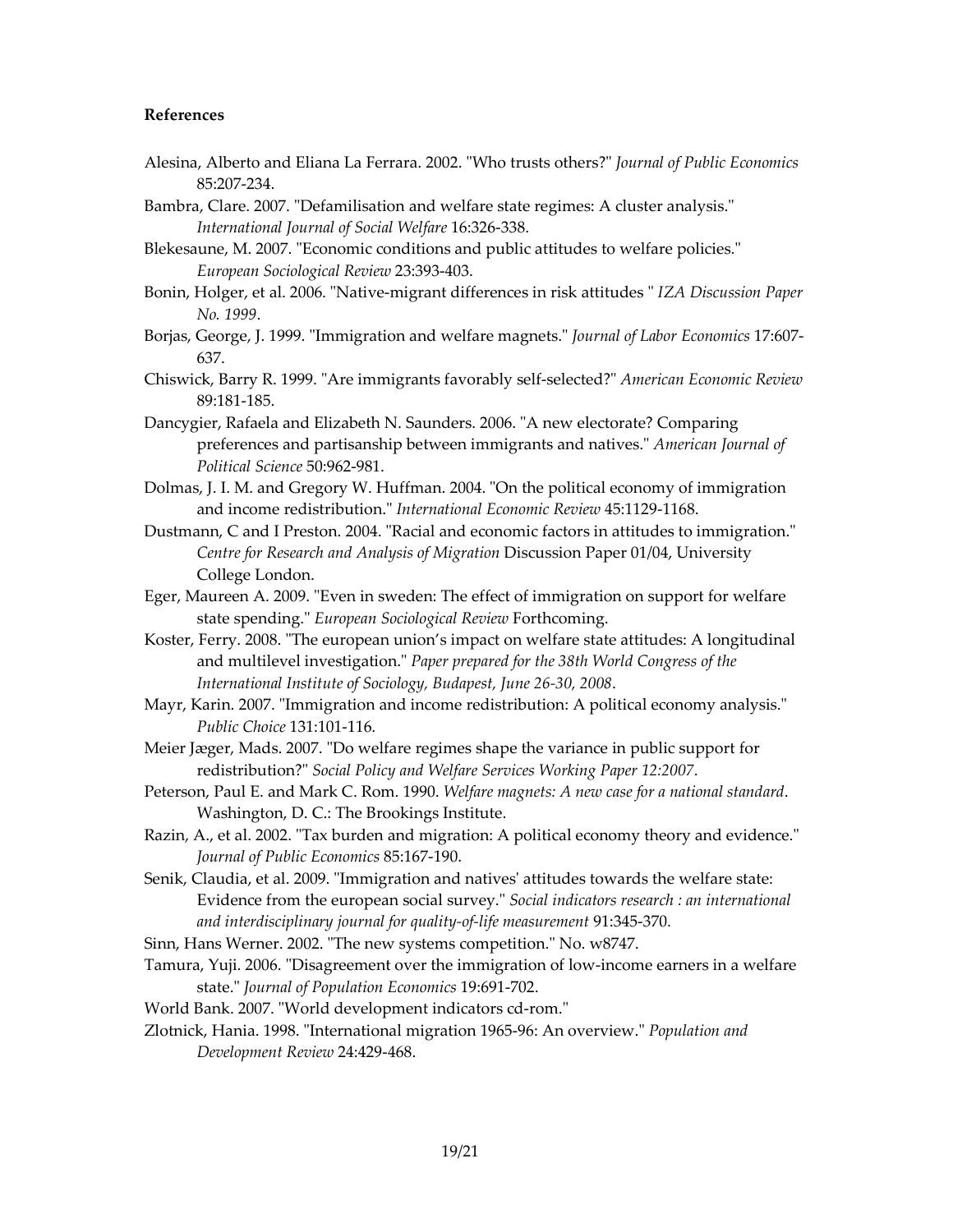**References**

Alesina, Alberto and Eliana La Ferrara. 2002. "Who trusts others?" *Journal of Public Economics* 85:207-234.

Bambra, Clare. 2007. "Defamilisation and welfare state regimes: A cluster analysis." *International Journal of Social Welfare* 16:326-338.

Blekesaune, M. 2007. "Economic conditions and public attitudes to welfare policies." *European Sociological Review* 23:393-403.

Bonin, Holger, et al. 2006. "Native-migrant differences in risk attitudes " *IZA Discussion Paper No. 1999*.

Borjas, George, J. 1999. "Immigration and welfare magnets." *Journal of Labor Economics* 17:607-637.

Chiswick, Barry R. 1999. "Are immigrants favorably self-selected?" *American Economic Review* 89:181-185.

Dancygier, Rafaela and Elizabeth N. Saunders. 2006. "A new electorate? Comparing preferences and partisanship between immigrants and natives." *American Journal of Political Science* 50:962-981.

Dolmas, J. I. M. and Gregory W. Huffman. 2004. "On the political economy of immigration and income redistribution." *International Economic Review* 45:1129-1168.

Dustmann, C and I Preston. 2004. "Racial and economic factors in attitudes to immigration." *Centre for Research and Analysis of Migration* Discussion Paper 01/04, University College London.

Eger, Maureen A. 2009. "Even in sweden: The effect of immigration on support for welfare state spending." *European Sociological Review* Forthcoming.

Koster, Ferry. 2008. "The european union's impact on welfare state attitudes: A longitudinal and multilevel investigation." *Paper prepared for the 38th World Congress of the International Institute of Sociology, Budapest, June 26-30, 2008*.

Mayr, Karin. 2007. "Immigration and income redistribution: A political economy analysis." *Public Choice* 131:101-116.

Meier Jæger, Mads. 2007. "Do welfare regimes shape the variance in public support for redistribution?" *Social Policy and Welfare Services Working Paper 12:2007*.

Peterson, Paul E. and Mark C. Rom. 1990. *Welfare magnets: A new case for a national standard*. Washington, D. C.: The Brookings Institute.

Razin, A., et al. 2002. "Tax burden and migration: A political economy theory and evidence." *Journal of Public Economics* 85:167-190.

Senik, Claudia, et al. 2009. "Immigration and natives' attitudes towards the welfare state: Evidence from the european social survey." *Social indicators research : an international and interdisciplinary journal for quality-of-life measurement* 91:345-370.

Sinn, Hans Werner. 2002. "The new systems competition." No. w8747.

Tamura, Yuji. 2006. "Disagreement over the immigration of low-income earners in a welfare state." *Journal of Population Economics* 19:691-702.

World Bank. 2007. "World development indicators cd-rom."

Zlotnick, Hania. 1998. "International migration 1965-96: An overview." *Population and Development Review* 24:429-468.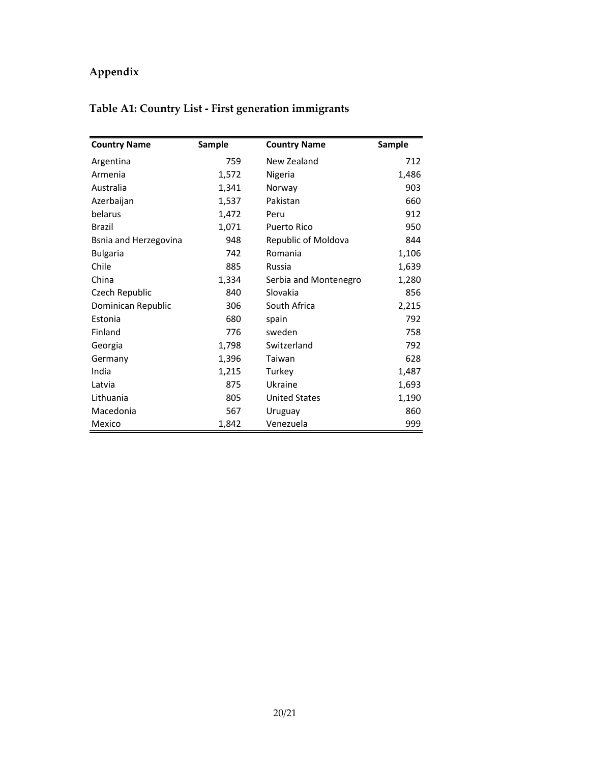## Appendix

### Table A1: Country List - First generation immigrants

| Country Name | Sample | Country Name | Sample |
|---|---|---|---|
| Argentina | 759 | New Zealand | 712 |
| Armenia | 1,572 | Nigeria | 1,486 |
| Australia | 1,341 | Norway | 903 |
| Azerbaijan | 1,537 | Pakistan | 660 |
| belarus | 1,472 | Peru | 912 |
| Brazil | 1,071 | Puerto Rico | 950 |
| Bsnia and Herzegovina | 948 | Republic of Moldova | 844 |
| Bulgaria | 742 | Romania | 1,106 |
| Chile | 885 | Russia | 1,639 |
| China | 1,334 | Serbia and Montenegro | 1,280 |
| Czech Republic | 840 | Slovakia | 856 |
| Dominican Republic | 306 | South Africa | 2,215 |
| Estonia | 680 | spain | 792 |
| Finland | 776 | sweden | 758 |
| Georgia | 1,798 | Switzerland | 792 |
| Germany | 1,396 | Taiwan | 628 |
| India | 1,215 | Turkey | 1,487 |
| Latvia | 875 | Ukraine | 1,693 |
| Lithuania | 805 | United States | 1,190 |
| Macedonia | 567 | Uruguay | 860 |
| Mexico | 1,842 | Venezuela | 999 |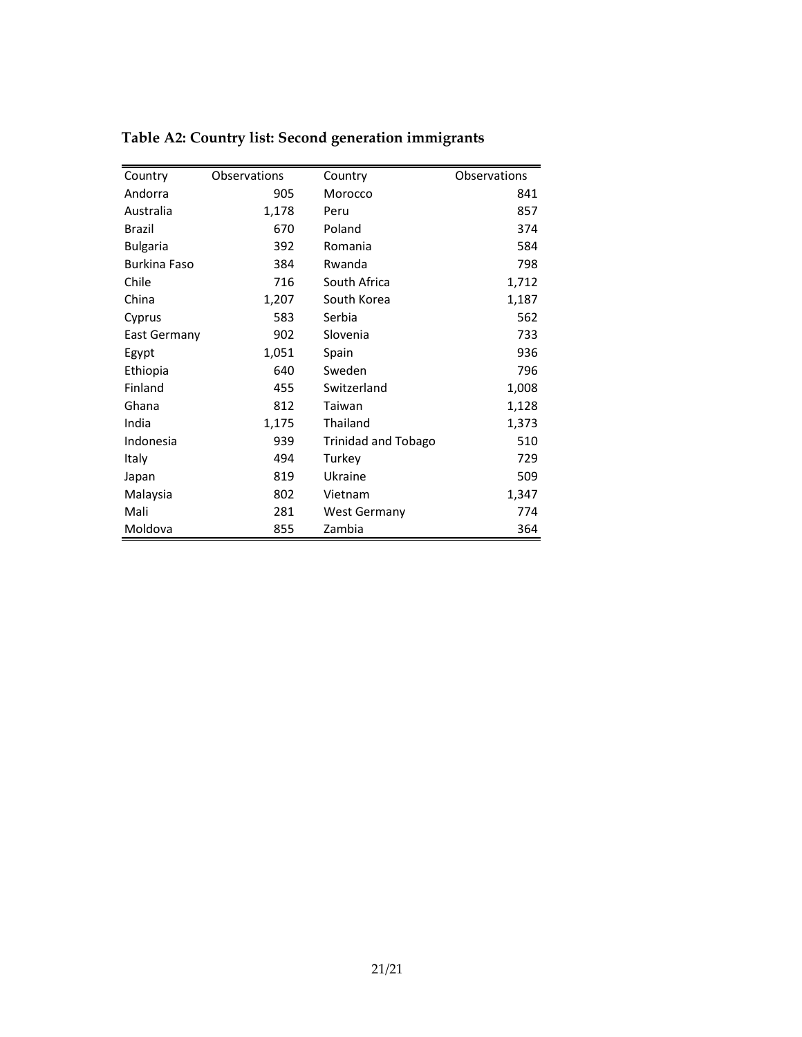**Table A2: Country list: Second generation immigrants**

| Country | Observations | Country | Observations |
|---|---|---|---|
| Andorra | 905 | Morocco | 841 |
| Australia | 1,178 | Peru | 857 |
| Brazil | 670 | Poland | 374 |
| Bulgaria | 392 | Romania | 584 |
| Burkina Faso | 384 | Rwanda | 798 |
| Chile | 716 | South Africa | 1,712 |
| China | 1,207 | South Korea | 1,187 |
| Cyprus | 583 | Serbia | 562 |
| East Germany | 902 | Slovenia | 733 |
| Egypt | 1,051 | Spain | 936 |
| Ethiopia | 640 | Sweden | 796 |
| Finland | 455 | Switzerland | 1,008 |
| Ghana | 812 | Taiwan | 1,128 |
| India | 1,175 | Thailand | 1,373 |
| Indonesia | 939 | Trinidad and Tobago | 510 |
| Italy | 494 | Turkey | 729 |
| Japan | 819 | Ukraine | 509 |
| Malaysia | 802 | Vietnam | 1,347 |
| Mali | 281 | West Germany | 774 |
| Moldova | 855 | Zambia | 364 |